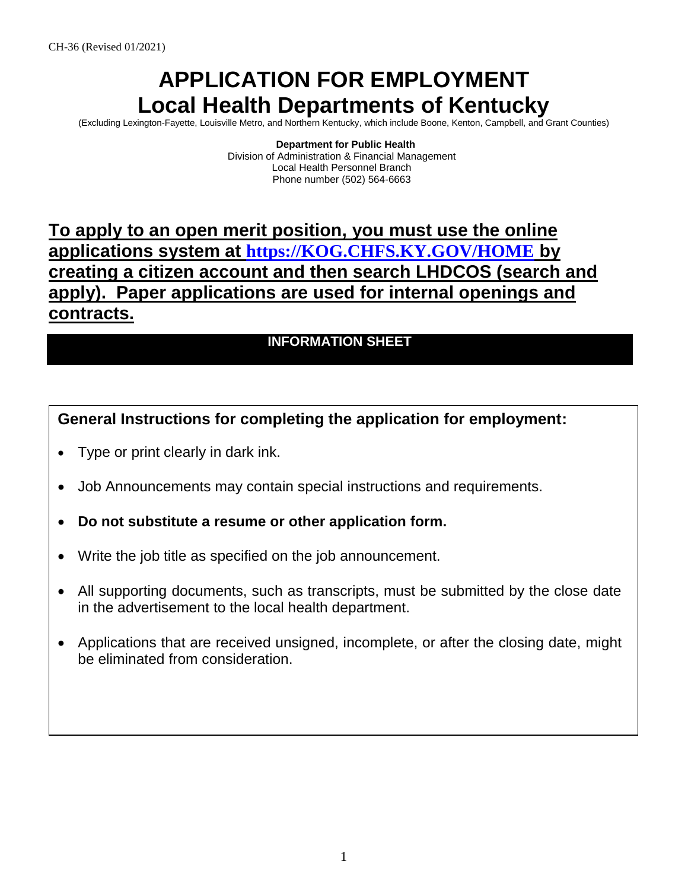CH-36 (Revised 01/2021)

# APPLICATION FOR EMPLOYMENT
# Local Health Departments of Kentucky

(Excluding Lexington-Fayette, Louisville Metro, and Northern Kentucky, which include Boone, Kenton, Campbell, and Grant Counties)

**Department for Public Health**
Division of Administration & Financial Management
Local Health Personnel Branch
Phone number (502) 564-6663

## To apply to an open merit position, you must use the online applications system at https://KOG.CHFS.KY.GOV/HOME by creating a citizen account and then search LHDCOS (search and apply). Paper applications are used for internal openings and contracts.

### INFORMATION SHEET

**General Instructions for completing the application for employment:**

- Type or print clearly in dark ink.
- Job Announcements may contain special instructions and requirements.
- **Do not substitute a resume or other application form.**
- Write the job title as specified on the job announcement.
- All supporting documents, such as transcripts, must be submitted by the close date in the advertisement to the local health department.
- Applications that are received unsigned, incomplete, or after the closing date, might be eliminated from consideration.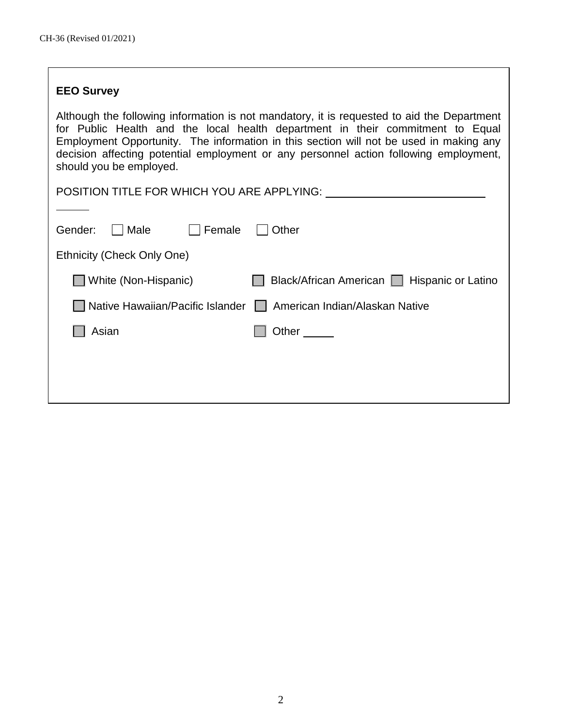CH-36 (Revised 01/2021)

**EEO Survey**

Although the following information is not mandatory, it is requested to aid the Department for Public Health and the local health department in their commitment to Equal Employment Opportunity. The information in this section will not be used in making any decision affecting potential employment or any personnel action following employment, should you be employed.

POSITION TITLE FOR WHICH YOU ARE APPLYING: ______________________________

Gender: ☐ Male ☐ Female ☐ Other

Ethnicity (Check Only One)

☐ White (Non-Hispanic) ☐ Black/African American ☐ Hispanic or Latino

☐ Native Hawaiian/Pacific Islander ☐ American Indian/Alaskan Native

☐ Asian ☐ Other _____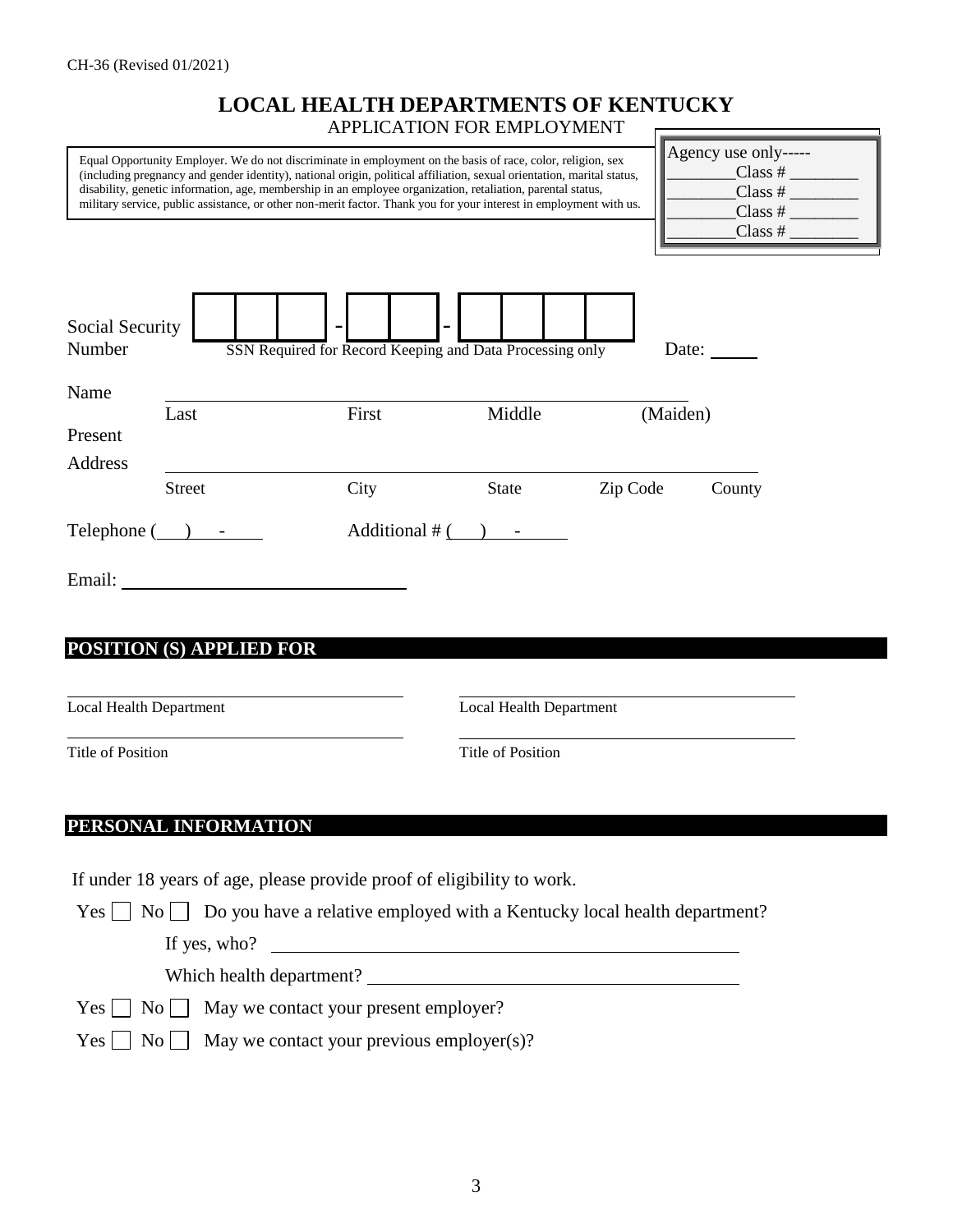CH-36 (Revised 01/2021)

# LOCAL HEALTH DEPARTMENTS OF KENTUCKY

APPLICATION FOR EMPLOYMENT

Equal Opportunity Employer. We do not discriminate in employment on the basis of race, color, religion, sex (including pregnancy and gender identity), national origin, political affiliation, sexual orientation, marital status, disability, genetic information, age, membership in an employee organization, retaliation, parental status, military service, public assistance, or other non-merit factor. Thank you for your interest in employment with us.

Agency use only-----
________Class # ________
________Class # ________
________Class # ________
________Class # ________

Social Security Number [ ][ ][ ] - [ ][ ] - [ ][ ][ ][ ]
SSN Required for Record Keeping and Data Processing only

Date: _____

Name ______________________________________________
Last First Middle (Maiden)

Present Address ______________________________________________
Street City State Zip Code County

Telephone ( ) - Additional # ( ) -

Email: ______________________________

## POSITION (S) APPLIED FOR

______________________________ ______________________________
Local Health Department Local Health Department

______________________________ ______________________________
Title of Position Title of Position

## PERSONAL INFORMATION

If under 18 years of age, please provide proof of eligibility to work.

Yes ☐ No ☐ Do you have a relative employed with a Kentucky local health department?

If yes, who? ______________________________

Which health department? ______________________________

Yes ☐ No ☐ May we contact your present employer?

Yes ☐ No ☐ May we contact your previous employer(s)?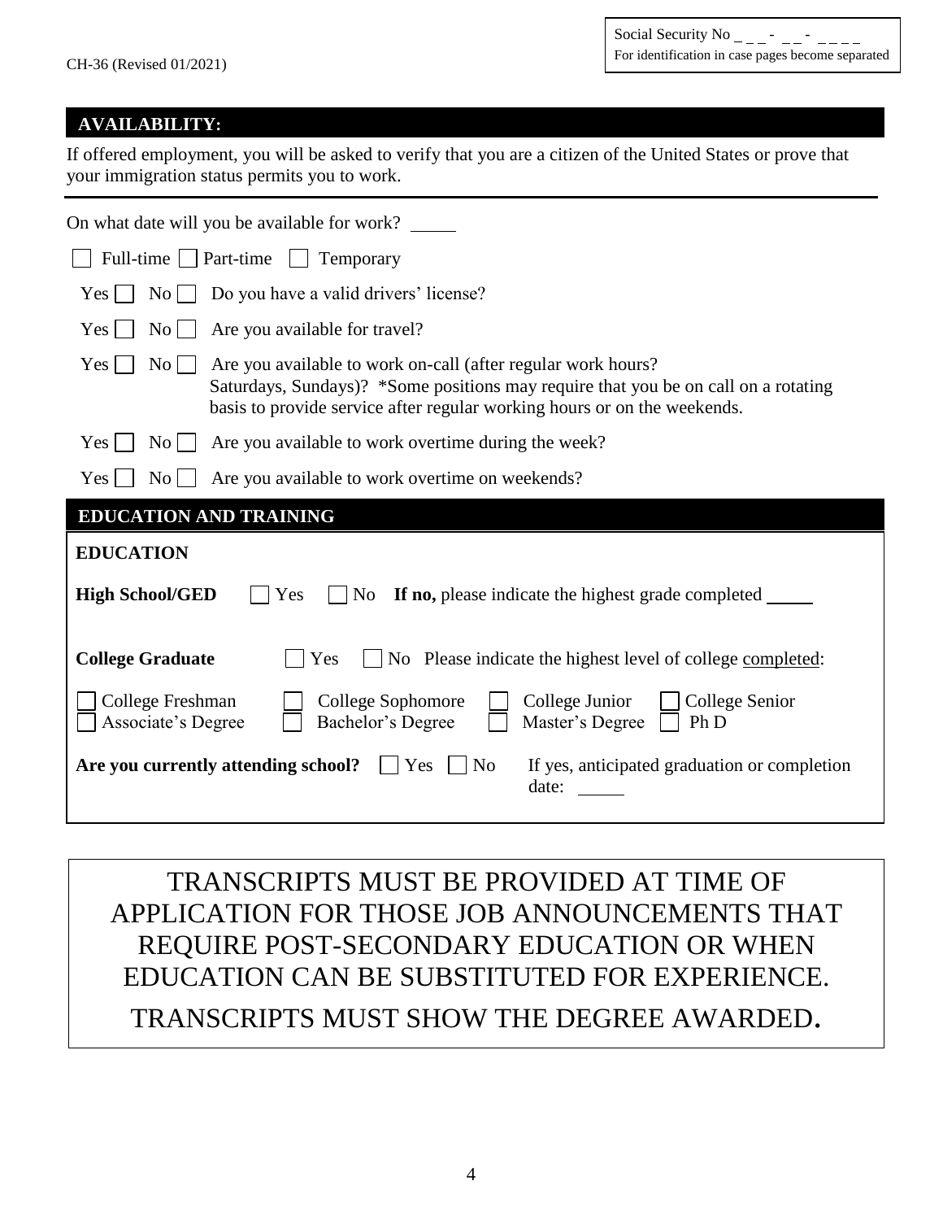Social Security No _ _ _ - _ _ - _ _ _ _
For identification in case pages become separated

CH-36 (Revised 01/2021)

## AVAILABILITY:

If offered employment, you will be asked to verify that you are a citizen of the United States or prove that your immigration status permits you to work.

On what date will you be available for work? _____

☐ Full-time ☐ Part-time ☐ Temporary

Yes ☐ No ☐ Do you have a valid drivers' license?

Yes ☐ No ☐ Are you available for travel?

Yes ☐ No ☐ Are you available to work on-call (after regular work hours? Saturdays, Sundays)? *Some positions may require that you be on call on a rotating basis to provide service after regular working hours or on the weekends.

Yes ☐ No ☐ Are you available to work overtime during the week?

Yes ☐ No ☐ Are you available to work overtime on weekends?

## EDUCATION AND TRAINING

### EDUCATION

**High School/GED** ☐ Yes ☐ No **If no,** please indicate the highest grade completed _____

**College Graduate** ☐ Yes ☐ No Please indicate the highest level of college completed:

☐ College Freshman ☐ College Sophomore ☐ College Junior ☐ College Senior
☐ Associate's Degree ☐ Bachelor's Degree ☐ Master's Degree ☐ Ph D

**Are you currently attending school?** ☐ Yes ☐ No If yes, anticipated graduation or completion date: _____

TRANSCRIPTS MUST BE PROVIDED AT TIME OF APPLICATION FOR THOSE JOB ANNOUNCEMENTS THAT REQUIRE POST-SECONDARY EDUCATION OR WHEN EDUCATION CAN BE SUBSTITUTED FOR EXPERIENCE.

TRANSCRIPTS MUST SHOW THE DEGREE AWARDED.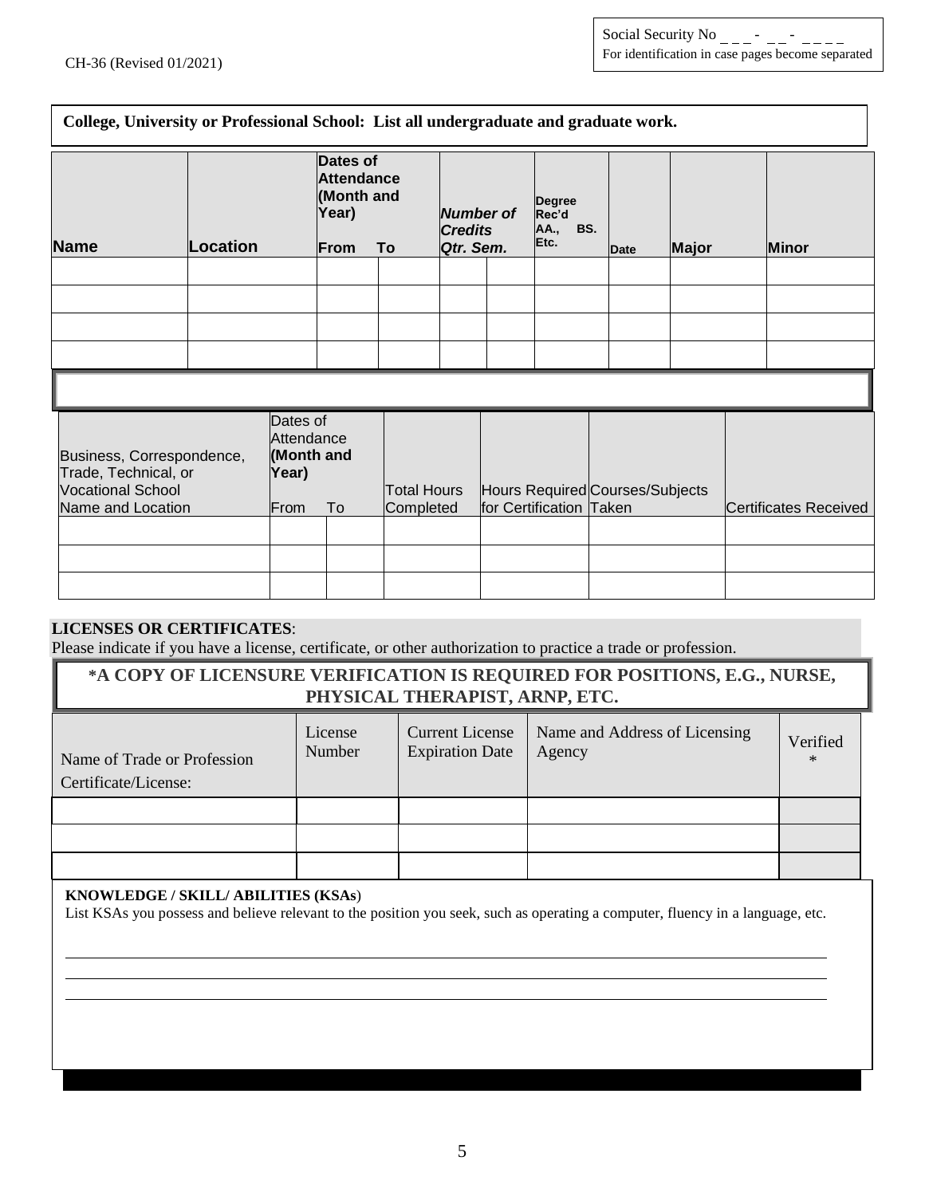CH-36 (Revised 01/2021)

Social Security No _ _ _ - _ _ - _ _ _ _
For identification in case pages become separated

**College, University or Professional School: List all undergraduate and graduate work.**

| **Name** | **Location** | **Dates of Attendance (Month and Year)** | | ***Number of Credits*** | | **Degree Rec'd AA., BS. Etc.** | **Date** | **Major** | **Minor** |
|---|---|---|---|---|---|---|---|---|---|
| | | **From** | **To** | ***Qtr.*** | ***Sem.*** | | | | |
| | | | | | | | | | |
| | | | | | | | | | |
| | | | | | | | | | |
| | | | | | | | | | |

| Business, Correspondence, Trade, Technical, or Vocational School Name and Location | Dates of Attendance **(Month and Year)** | | Total Hours Completed | Hours Required for Certification | Courses/Subjects Taken | Certificates Received |
|---|---|---|---|---|---|---|
| | From | To | | | | |
| | | | | | | |
| | | | | | | |
| | | | | | | |

**LICENSES OR CERTIFICATES**:
Please indicate if you have a license, certificate, or other authorization to practice a trade or profession.

**\*A COPY OF LICENSURE VERIFICATION IS REQUIRED FOR POSITIONS, E.G., NURSE, PHYSICAL THERAPIST, ARNP, ETC.**

| Name of Trade or Profession Certificate/License: | License Number | Current License Expiration Date | Name and Address of Licensing Agency | Verified * |
|---|---|---|---|---|
| | | | | |
| | | | | |
| | | | | |

**KNOWLEDGE / SKILL/ ABILITIES (KSAs**)
List KSAs you possess and believe relevant to the position you seek, such as operating a computer, fluency in a language, etc.

_______________________________________________________________________________

_______________________________________________________________________________

_______________________________________________________________________________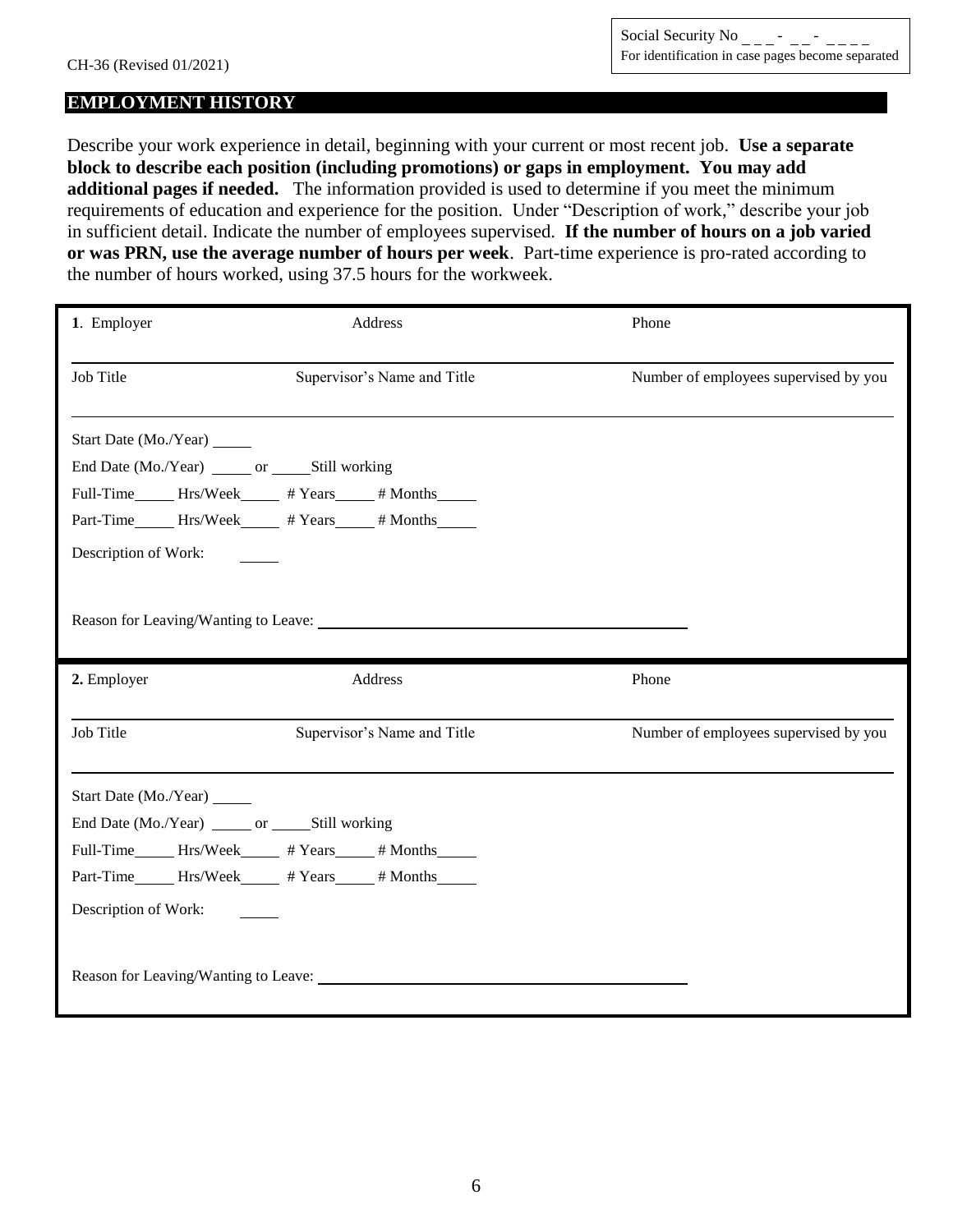CH-36 (Revised 01/2021)

Social Security No ___-__-____
For identification in case pages become separated

## EMPLOYMENT HISTORY

Describe your work experience in detail, beginning with your current or most recent job. **Use a separate block to describe each position (including promotions) or gaps in employment. You may add additional pages if needed.** The information provided is used to determine if you meet the minimum requirements of education and experience for the position. Under "Description of work," describe your job in sufficient detail. Indicate the number of employees supervised. **If the number of hours on a job varied or was PRN, use the average number of hours per week**. Part-time experience is pro-rated according to the number of hours worked, using 37.5 hours for the workweek.

**1**. Employer | Address | Phone

Job Title | Supervisor's Name and Title | Number of employees supervised by you

Start Date (Mo./Year) _____

End Date (Mo./Year) _____ or _____ Still working

Full-Time _____ Hrs/Week _____ # Years _____ # Months _____

Part-Time _____ Hrs/Week _____ # Years _____ # Months _____

Description of Work: _____

Reason for Leaving/Wanting to Leave: ____________________

**2.** Employer | Address | Phone

Job Title | Supervisor's Name and Title | Number of employees supervised by you

Start Date (Mo./Year) _____

End Date (Mo./Year) _____ or _____ Still working

Full-Time _____ Hrs/Week _____ # Years _____ # Months _____

Part-Time _____ Hrs/Week _____ # Years _____ # Months _____

Description of Work: _____

Reason for Leaving/Wanting to Leave: ____________________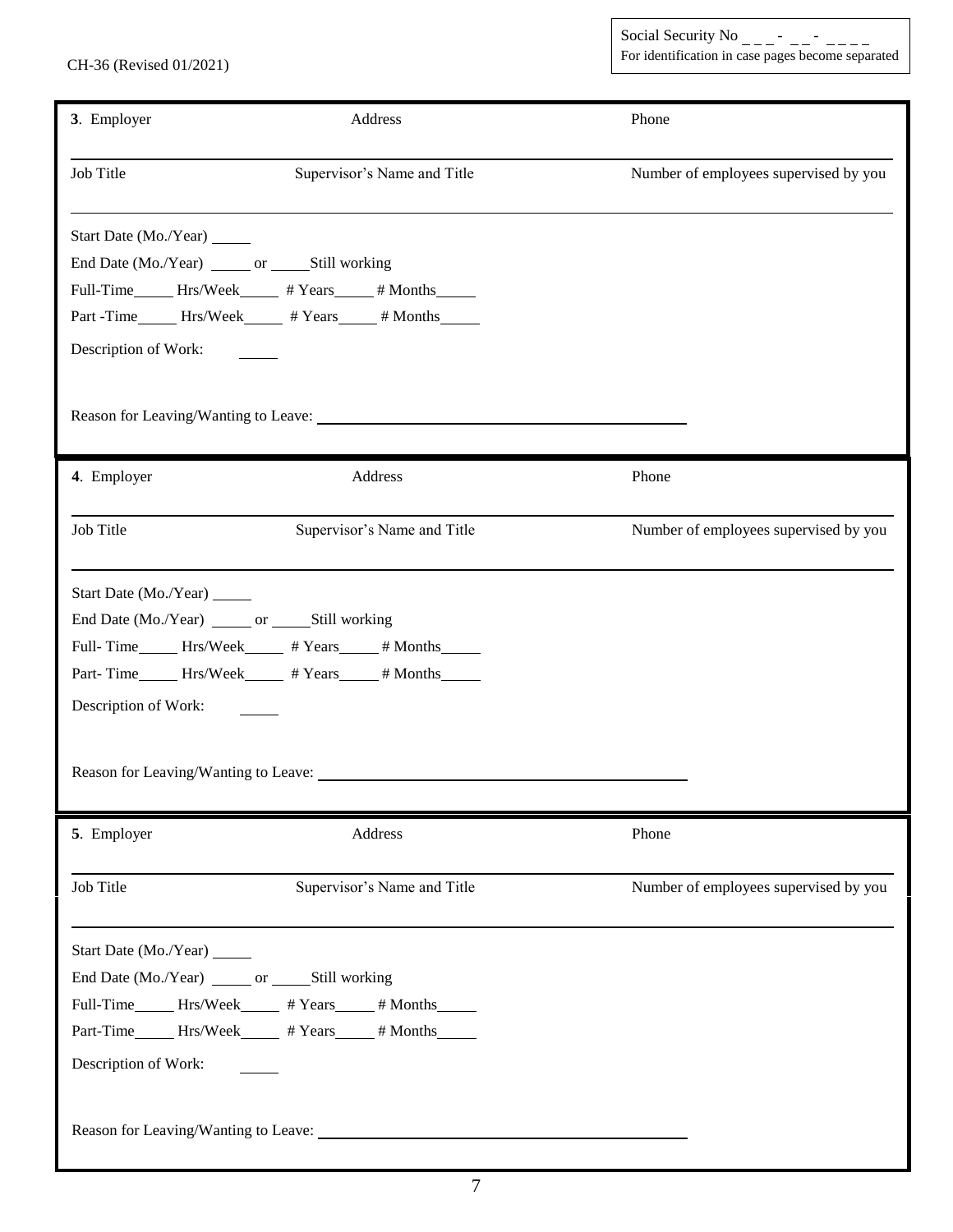CH-36 (Revised 01/2021)

Social Security No _ _ _ - _ _ - _ _ _ _
For identification in case pages become separated

**3**. Employer | Address | Phone

Job Title | Supervisor's Name and Title | Number of employees supervised by you

Start Date (Mo./Year) _____

End Date (Mo./Year) _____ or _____Still working

Full-Time_____ Hrs/Week_____ # Years_____ # Months_____

Part -Time_____ Hrs/Week_____ # Years_____ # Months_____

Description of Work: _____

Reason for Leaving/Wanting to Leave: ______________________________

**4**. Employer | Address | Phone

Job Title | Supervisor's Name and Title | Number of employees supervised by you

Start Date (Mo./Year) _____

End Date (Mo./Year) _____ or _____Still working

Full- Time_____ Hrs/Week_____ # Years_____ # Months_____

Part- Time_____ Hrs/Week_____ # Years_____ # Months_____

Description of Work: _____

Reason for Leaving/Wanting to Leave: ______________________________

**5**. Employer | Address | Phone

Job Title | Supervisor's Name and Title | Number of employees supervised by you

Start Date (Mo./Year) _____

End Date (Mo./Year) _____ or _____Still working

Full-Time_____ Hrs/Week_____ # Years_____ # Months_____

Part-Time_____ Hrs/Week_____ # Years_____ # Months_____

Description of Work: _____

Reason for Leaving/Wanting to Leave: ______________________________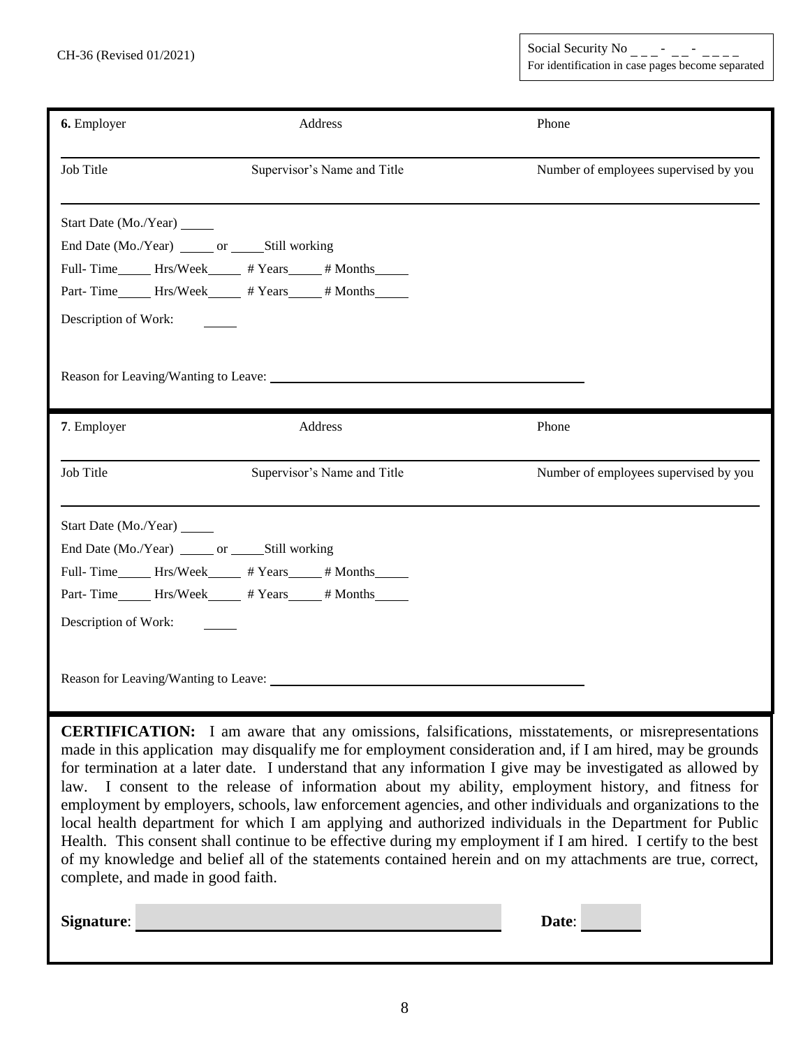CH-36 (Revised 01/2021)

Social Security No \_ \_ \_ - \_ \_ - \_ \_ \_ \_
For identification in case pages become separated

| | | |
|---|---|---|
| **6.** Employer | Address | Phone |
| Job Title | Supervisor's Name and Title | Number of employees supervised by you |

Start Date (Mo./Year) \_\_\_\_\_

End Date (Mo./Year) \_\_\_\_\_ or \_\_\_\_\_Still working

Full- Time\_\_\_\_\_ Hrs/Week\_\_\_\_\_ # Years\_\_\_\_\_ # Months\_\_\_\_\_

Part- Time\_\_\_\_\_ Hrs/Week\_\_\_\_\_ # Years\_\_\_\_\_ # Months\_\_\_\_\_

Description of Work: \_\_\_\_\_

Reason for Leaving/Wanting to Leave: \_\_\_\_\_\_\_\_\_\_\_\_\_\_\_\_\_\_\_\_\_\_\_\_\_\_\_\_\_\_\_\_\_\_\_\_\_\_\_\_\_\_\_\_

| | | |
|---|---|---|
| **7**. Employer | Address | Phone |
| Job Title | Supervisor's Name and Title | Number of employees supervised by you |

Start Date (Mo./Year) \_\_\_\_\_

End Date (Mo./Year) \_\_\_\_\_ or \_\_\_\_\_Still working

Full- Time\_\_\_\_\_ Hrs/Week\_\_\_\_\_ # Years\_\_\_\_\_ # Months\_\_\_\_\_

Part- Time\_\_\_\_\_ Hrs/Week\_\_\_\_\_ # Years\_\_\_\_\_ # Months\_\_\_\_\_

Description of Work: \_\_\_\_\_

Reason for Leaving/Wanting to Leave: \_\_\_\_\_\_\_\_\_\_\_\_\_\_\_\_\_\_\_\_\_\_\_\_\_\_\_\_\_\_\_\_\_\_\_\_\_\_\_\_\_\_\_\_

**CERTIFICATION:** I am aware that any omissions, falsifications, misstatements, or misrepresentations made in this application may disqualify me for employment consideration and, if I am hired, may be grounds for termination at a later date. I understand that any information I give may be investigated as allowed by law. I consent to the release of information about my ability, employment history, and fitness for employment by employers, schools, law enforcement agencies, and other individuals and organizations to the local health department for which I am applying and authorized individuals in the Department for Public Health. This consent shall continue to be effective during my employment if I am hired. I certify to the best of my knowledge and belief all of the statements contained herein and on my attachments are true, correct, complete, and made in good faith.

**Signature**: \_\_\_\_\_\_\_\_\_\_\_\_\_\_\_\_\_\_\_\_\_\_\_\_\_\_\_\_\_\_\_\_\_\_\_\_\_\_\_\_ **Date**: \_\_\_\_\_\_\_\_